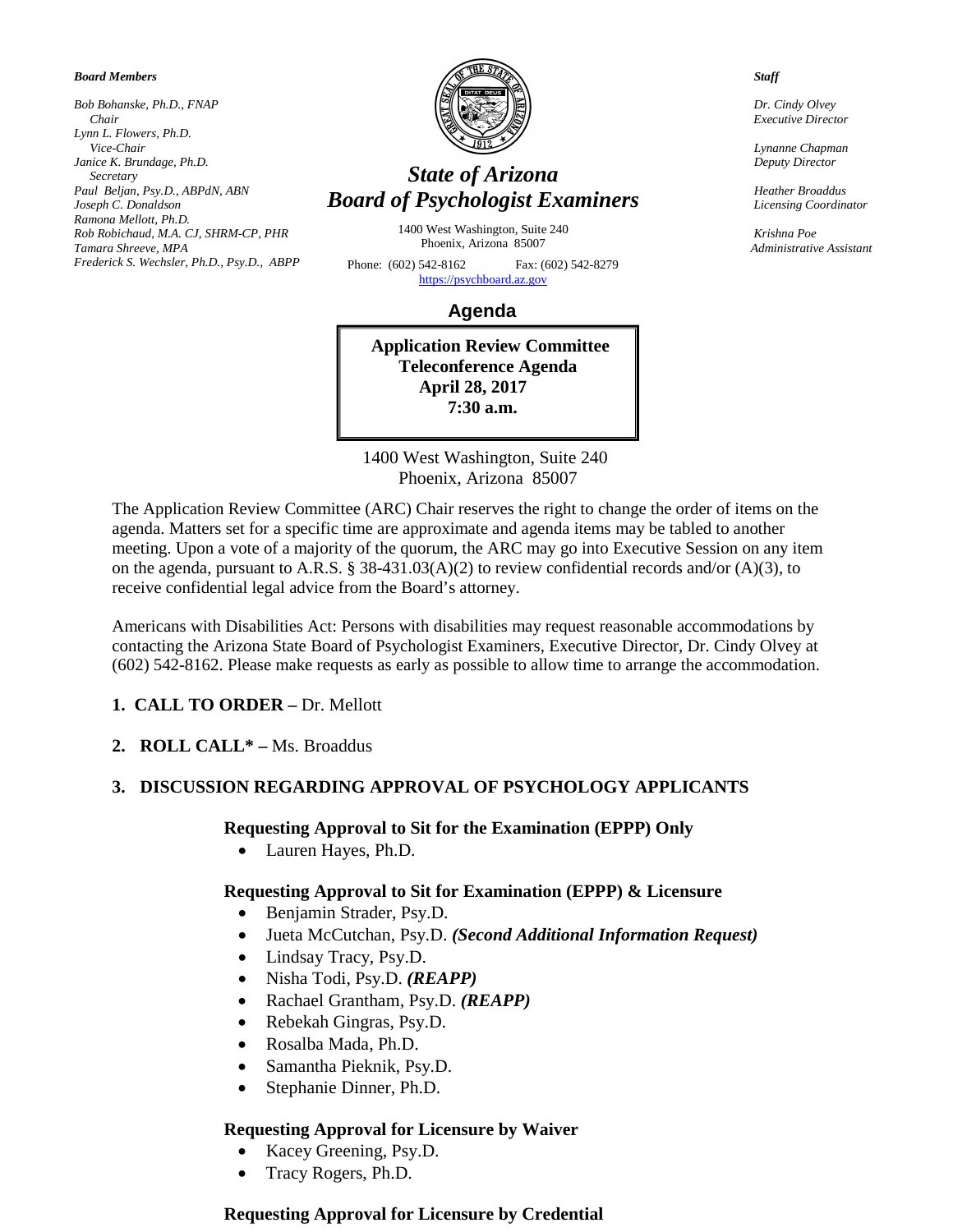***Board Members***

*Bob Bohanske, Ph.D., FNAP*
*Chair*
*Lynn L. Flowers, Ph.D.*
*Vice-Chair*
*Janice K. Brundage, Ph.D.*
*Secretary*
*Paul Beljan, Psy.D., ABPdN, ABN*
*Joseph C. Donaldson*
*Ramona Mellott, Ph.D.*
*Rob Robichaud, M.A. CJ, SHRM-CP, PHR*
*Tamara Shreeve, MPA*
*Frederick S. Wechsler, Ph.D., Psy.D., ABPP*

# *State of Arizona*
# *Board of Psychologist Examiners*

1400 West Washington, Suite 240
Phoenix, Arizona 85007
Phone: (602) 542-8162 Fax: (602) 542-8279
https://psychboard.az.gov

***Staff***

*Dr. Cindy Olvey*
*Executive Director*

*Lynanne Chapman*
*Deputy Director*

*Heather Broaddus*
*Licensing Coordinator*

*Krishna Poe*
*Administrative Assistant*

## Agenda

**Application Review Committee**
**Teleconference Agenda**
**April 28, 2017**
**7:30 a.m.**

1400 West Washington, Suite 240
Phoenix, Arizona 85007

The Application Review Committee (ARC) Chair reserves the right to change the order of items on the agenda. Matters set for a specific time are approximate and agenda items may be tabled to another meeting. Upon a vote of a majority of the quorum, the ARC may go into Executive Session on any item on the agenda, pursuant to A.R.S. § 38-431.03(A)(2) to review confidential records and/or (A)(3), to receive confidential legal advice from the Board's attorney.

Americans with Disabilities Act: Persons with disabilities may request reasonable accommodations by contacting the Arizona State Board of Psychologist Examiners, Executive Director, Dr. Cindy Olvey at (602) 542-8162. Please make requests as early as possible to allow time to arrange the accommodation.

1. **CALL TO ORDER –** Dr. Mellott

2. **ROLL CALL* –** Ms. Broaddus

3. **DISCUSSION REGARDING APPROVAL OF PSYCHOLOGY APPLICANTS**

**Requesting Approval to Sit for the Examination (EPPP) Only**

- Lauren Hayes, Ph.D.

**Requesting Approval to Sit for Examination (EPPP) & Licensure**

- Benjamin Strader, Psy.D.
- Jueta McCutchan, Psy.D. ***(Second Additional Information Request)***
- Lindsay Tracy, Psy.D.
- Nisha Todi, Psy.D. ***(REAPP)***
- Rachael Grantham, Psy.D. ***(REAPP)***
- Rebekah Gingras, Psy.D.
- Rosalba Mada, Ph.D.
- Samantha Pieknik, Psy.D.
- Stephanie Dinner, Ph.D.

**Requesting Approval for Licensure by Waiver**

- Kacey Greening, Psy.D.
- Tracy Rogers, Ph.D.

**Requesting Approval for Licensure by Credential**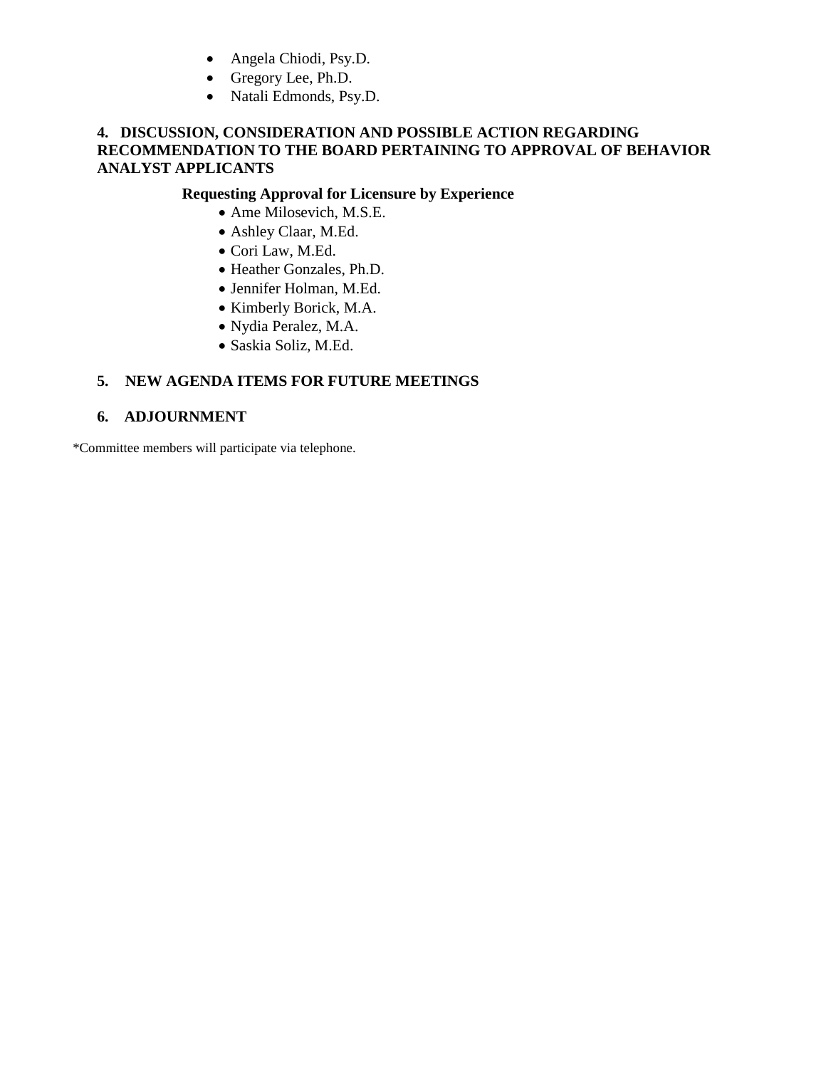- Angela Chiodi, Psy.D.
- Gregory Lee, Ph.D.
- Natali Edmonds, Psy.D.

**4. DISCUSSION, CONSIDERATION AND POSSIBLE ACTION REGARDING RECOMMENDATION TO THE BOARD PERTAINING TO APPROVAL OF BEHAVIOR ANALYST APPLICANTS**

**Requesting Approval for Licensure by Experience**

- Ame Milosevich, M.S.E.
- Ashley Claar, M.Ed.
- Cori Law, M.Ed.
- Heather Gonzales, Ph.D.
- Jennifer Holman, M.Ed.
- Kimberly Borick, M.A.
- Nydia Peralez, M.A.
- Saskia Soliz, M.Ed.

**5. NEW AGENDA ITEMS FOR FUTURE MEETINGS**

**6. ADJOURNMENT**

*Committee members will participate via telephone.